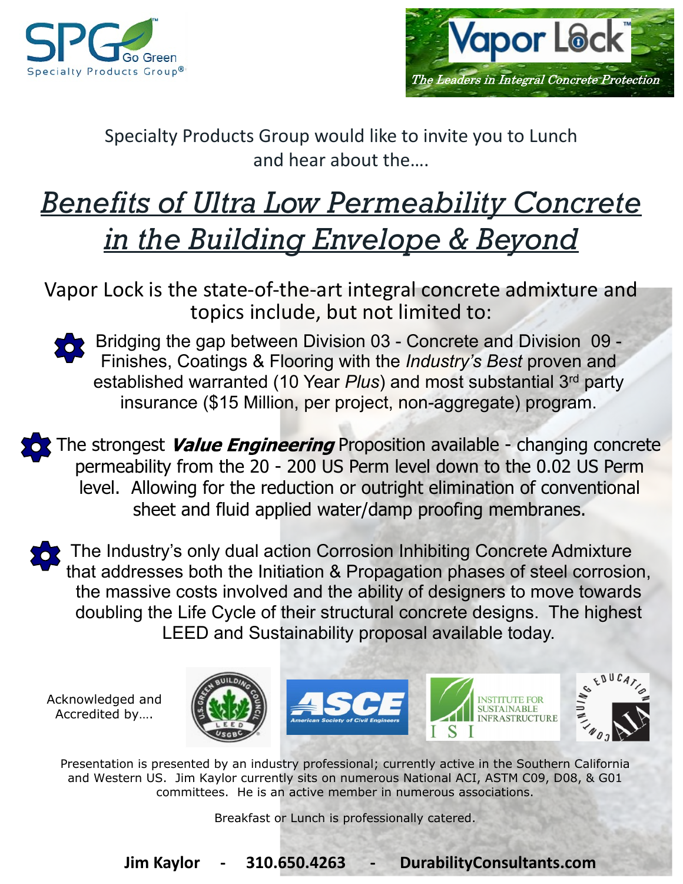SPG Go Green
Specialty Products Group®

Vapor Lock™
*The Leaders in Integral Concrete Protection*

Specialty Products Group would like to invite you to Lunch and hear about the….

# *Benefits of Ultra Low Permeability Concrete in the Building Envelope & Beyond*

Vapor Lock is the state-of-the-art integral concrete admixture and topics include, but not limited to:

- Bridging the gap between Division 03 - Concrete and Division 09 - Finishes, Coatings & Flooring with the *Industry's Best* proven and established warranted (10 Year *Plus*) and most substantial 3rd party insurance ($15 Million, per project, non-aggregate) program.
- The strongest ***Value Engineering*** Proposition available - changing concrete permeability from the 20 - 200 US Perm level down to the 0.02 US Perm level. Allowing for the reduction or outright elimination of conventional sheet and fluid applied water/damp proofing membranes.
- The Industry's only dual action Corrosion Inhibiting Concrete Admixture that addresses both the Initiation & Propagation phases of steel corrosion, the massive costs involved and the ability of designers to move towards doubling the Life Cycle of their structural concrete designs. The highest LEED and Sustainability proposal available today.

Acknowledged and Accredited by….

U.S. Green Building Council LEED USGBC | ASCE American Society of Civil Engineers | Institute for Sustainable Infrastructure ISI | AIA Continuing Education

Presentation is presented by an industry professional; currently active in the Southern California and Western US. Jim Kaylor currently sits on numerous National ACI, ASTM C09, D08, & G01 committees. He is an active member in numerous associations.

Breakfast or Lunch is professionally catered.

**Jim Kaylor - 310.650.4263 - DurabilityConsultants.com**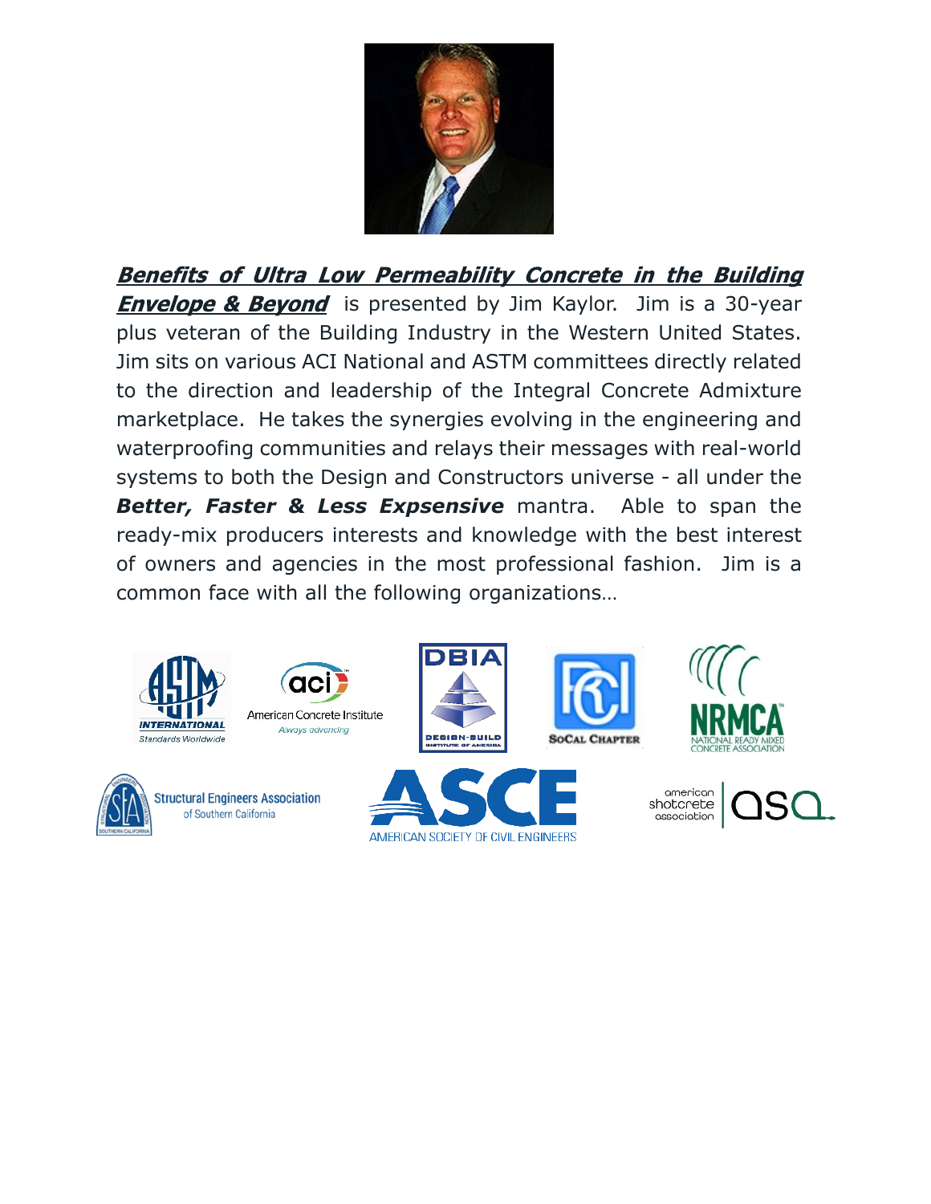***Benefits of Ultra Low Permeability Concrete in the Building Envelope & Beyond*** is presented by Jim Kaylor. Jim is a 30-year plus veteran of the Building Industry in the Western United States. Jim sits on various ACI National and ASTM committees directly related to the direction and leadership of the Integral Concrete Admixture marketplace. He takes the synergies evolving in the engineering and waterproofing communities and relays their messages with real-world systems to both the Design and Constructors universe - all under the ***Better, Faster & Less Expsensive*** mantra. Able to span the ready-mix producers interests and knowledge with the best interest of owners and agencies in the most professional fashion. Jim is a common face with all the following organizations…